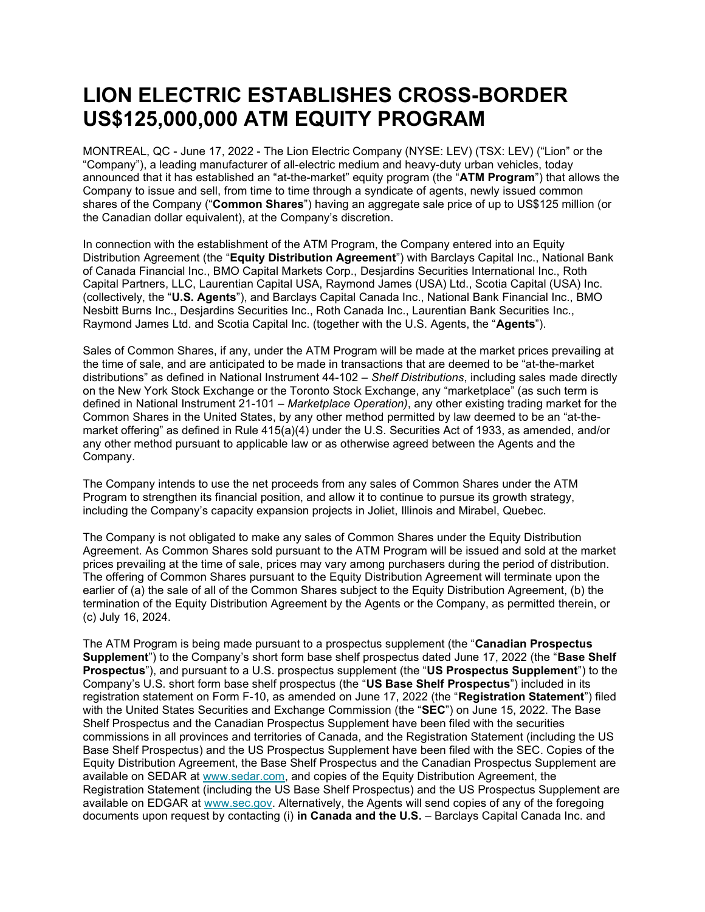# LION ELECTRIC ESTABLISHES CROSS-BORDER US$125,000,000 ATM EQUITY PROGRAM

MONTREAL, QC - June 17, 2022 - The Lion Electric Company (NYSE: LEV) (TSX: LEV) ("Lion" or the "Company"), a leading manufacturer of all-electric medium and heavy-duty urban vehicles, today announced that it has established an "at-the-market" equity program (the "**ATM Program**") that allows the Company to issue and sell, from time to time through a syndicate of agents, newly issued common shares of the Company ("**Common Shares**") having an aggregate sale price of up to US$125 million (or the Canadian dollar equivalent), at the Company's discretion.

In connection with the establishment of the ATM Program, the Company entered into an Equity Distribution Agreement (the "**Equity Distribution Agreement**") with Barclays Capital Inc., National Bank of Canada Financial Inc., BMO Capital Markets Corp., Desjardins Securities International Inc., Roth Capital Partners, LLC, Laurentian Capital USA, Raymond James (USA) Ltd., Scotia Capital (USA) Inc. (collectively, the "**U.S. Agents**"), and Barclays Capital Canada Inc., National Bank Financial Inc., BMO Nesbitt Burns Inc., Desjardins Securities Inc., Roth Canada Inc., Laurentian Bank Securities Inc., Raymond James Ltd. and Scotia Capital Inc. (together with the U.S. Agents, the "**Agents**").

Sales of Common Shares, if any, under the ATM Program will be made at the market prices prevailing at the time of sale, and are anticipated to be made in transactions that are deemed to be "at-the-market distributions" as defined in National Instrument 44-102 – *Shelf Distributions*, including sales made directly on the New York Stock Exchange or the Toronto Stock Exchange, any "marketplace" (as such term is defined in National Instrument 21-101 – *Marketplace Operation)*, any other existing trading market for the Common Shares in the United States, by any other method permitted by law deemed to be an "at-the-market offering" as defined in Rule 415(a)(4) under the U.S. Securities Act of 1933, as amended, and/or any other method pursuant to applicable law or as otherwise agreed between the Agents and the Company.

The Company intends to use the net proceeds from any sales of Common Shares under the ATM Program to strengthen its financial position, and allow it to continue to pursue its growth strategy, including the Company's capacity expansion projects in Joliet, Illinois and Mirabel, Quebec.

The Company is not obligated to make any sales of Common Shares under the Equity Distribution Agreement. As Common Shares sold pursuant to the ATM Program will be issued and sold at the market prices prevailing at the time of sale, prices may vary among purchasers during the period of distribution. The offering of Common Shares pursuant to the Equity Distribution Agreement will terminate upon the earlier of (a) the sale of all of the Common Shares subject to the Equity Distribution Agreement, (b) the termination of the Equity Distribution Agreement by the Agents or the Company, as permitted therein, or (c) July 16, 2024.

The ATM Program is being made pursuant to a prospectus supplement (the "**Canadian Prospectus Supplement**") to the Company's short form base shelf prospectus dated June 17, 2022 (the "**Base Shelf Prospectus**"), and pursuant to a U.S. prospectus supplement (the "**US Prospectus Supplement**") to the Company's U.S. short form base shelf prospectus (the "**US Base Shelf Prospectus**") included in its registration statement on Form F-10, as amended on June 17, 2022 (the "**Registration Statement**") filed with the United States Securities and Exchange Commission (the "**SEC**") on June 15, 2022. The Base Shelf Prospectus and the Canadian Prospectus Supplement have been filed with the securities commissions in all provinces and territories of Canada, and the Registration Statement (including the US Base Shelf Prospectus) and the US Prospectus Supplement have been filed with the SEC. Copies of the Equity Distribution Agreement, the Base Shelf Prospectus and the Canadian Prospectus Supplement are available on SEDAR at www.sedar.com, and copies of the Equity Distribution Agreement, the Registration Statement (including the US Base Shelf Prospectus) and the US Prospectus Supplement are available on EDGAR at www.sec.gov. Alternatively, the Agents will send copies of any of the foregoing documents upon request by contacting (i) **in Canada and the U.S.** – Barclays Capital Canada Inc. and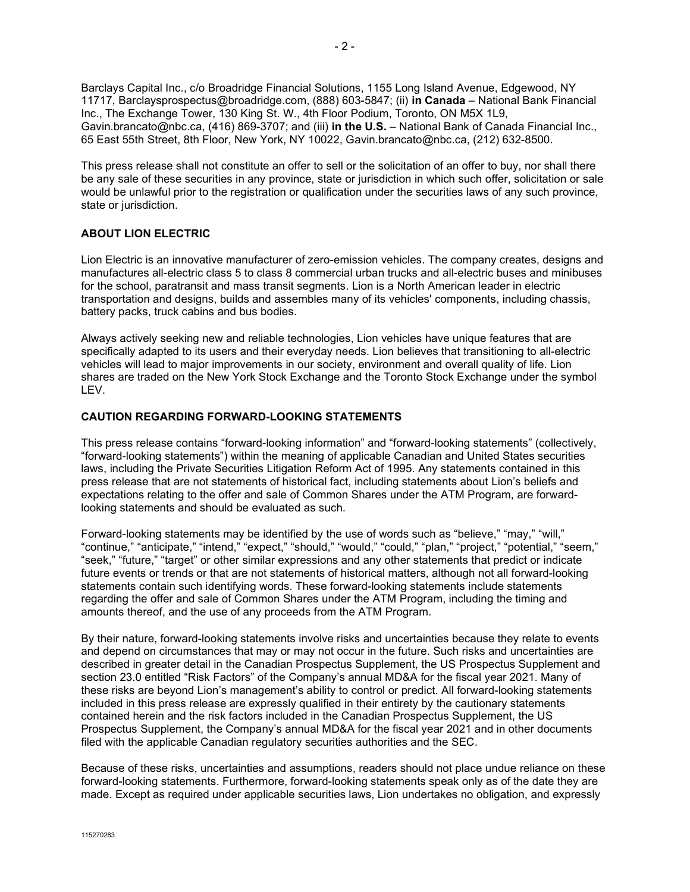Barclays Capital Inc., c/o Broadridge Financial Solutions, 1155 Long Island Avenue, Edgewood, NY 11717, Barclaysprospectus@broadridge.com, (888) 603-5847; (ii) **in Canada** – National Bank Financial Inc., The Exchange Tower, 130 King St. W., 4th Floor Podium, Toronto, ON M5X 1L9, Gavin.brancato@nbc.ca, (416) 869-3707; and (iii) **in the U.S.** – National Bank of Canada Financial Inc., 65 East 55th Street, 8th Floor, New York, NY 10022, Gavin.brancato@nbc.ca, (212) 632-8500.

This press release shall not constitute an offer to sell or the solicitation of an offer to buy, nor shall there be any sale of these securities in any province, state or jurisdiction in which such offer, solicitation or sale would be unlawful prior to the registration or qualification under the securities laws of any such province, state or jurisdiction.

**ABOUT LION ELECTRIC**

Lion Electric is an innovative manufacturer of zero-emission vehicles. The company creates, designs and manufactures all-electric class 5 to class 8 commercial urban trucks and all-electric buses and minibuses for the school, paratransit and mass transit segments. Lion is a North American leader in electric transportation and designs, builds and assembles many of its vehicles' components, including chassis, battery packs, truck cabins and bus bodies.

Always actively seeking new and reliable technologies, Lion vehicles have unique features that are specifically adapted to its users and their everyday needs. Lion believes that transitioning to all-electric vehicles will lead to major improvements in our society, environment and overall quality of life. Lion shares are traded on the New York Stock Exchange and the Toronto Stock Exchange under the symbol LEV.

**CAUTION REGARDING FORWARD-LOOKING STATEMENTS**

This press release contains "forward-looking information" and "forward-looking statements" (collectively, "forward-looking statements") within the meaning of applicable Canadian and United States securities laws, including the Private Securities Litigation Reform Act of 1995. Any statements contained in this press release that are not statements of historical fact, including statements about Lion's beliefs and expectations relating to the offer and sale of Common Shares under the ATM Program, are forward-looking statements and should be evaluated as such.

Forward-looking statements may be identified by the use of words such as "believe," "may," "will," "continue," "anticipate," "intend," "expect," "should," "would," "could," "plan," "project," "potential," "seem," "seek," "future," "target" or other similar expressions and any other statements that predict or indicate future events or trends or that are not statements of historical matters, although not all forward-looking statements contain such identifying words. These forward-looking statements include statements regarding the offer and sale of Common Shares under the ATM Program, including the timing and amounts thereof, and the use of any proceeds from the ATM Program.

By their nature, forward-looking statements involve risks and uncertainties because they relate to events and depend on circumstances that may or may not occur in the future. Such risks and uncertainties are described in greater detail in the Canadian Prospectus Supplement, the US Prospectus Supplement and section 23.0 entitled "Risk Factors" of the Company's annual MD&A for the fiscal year 2021. Many of these risks are beyond Lion's management's ability to control or predict. All forward-looking statements included in this press release are expressly qualified in their entirety by the cautionary statements contained herein and the risk factors included in the Canadian Prospectus Supplement, the US Prospectus Supplement, the Company's annual MD&A for the fiscal year 2021 and in other documents filed with the applicable Canadian regulatory securities authorities and the SEC.

Because of these risks, uncertainties and assumptions, readers should not place undue reliance on these forward-looking statements. Furthermore, forward-looking statements speak only as of the date they are made. Except as required under applicable securities laws, Lion undertakes no obligation, and expressly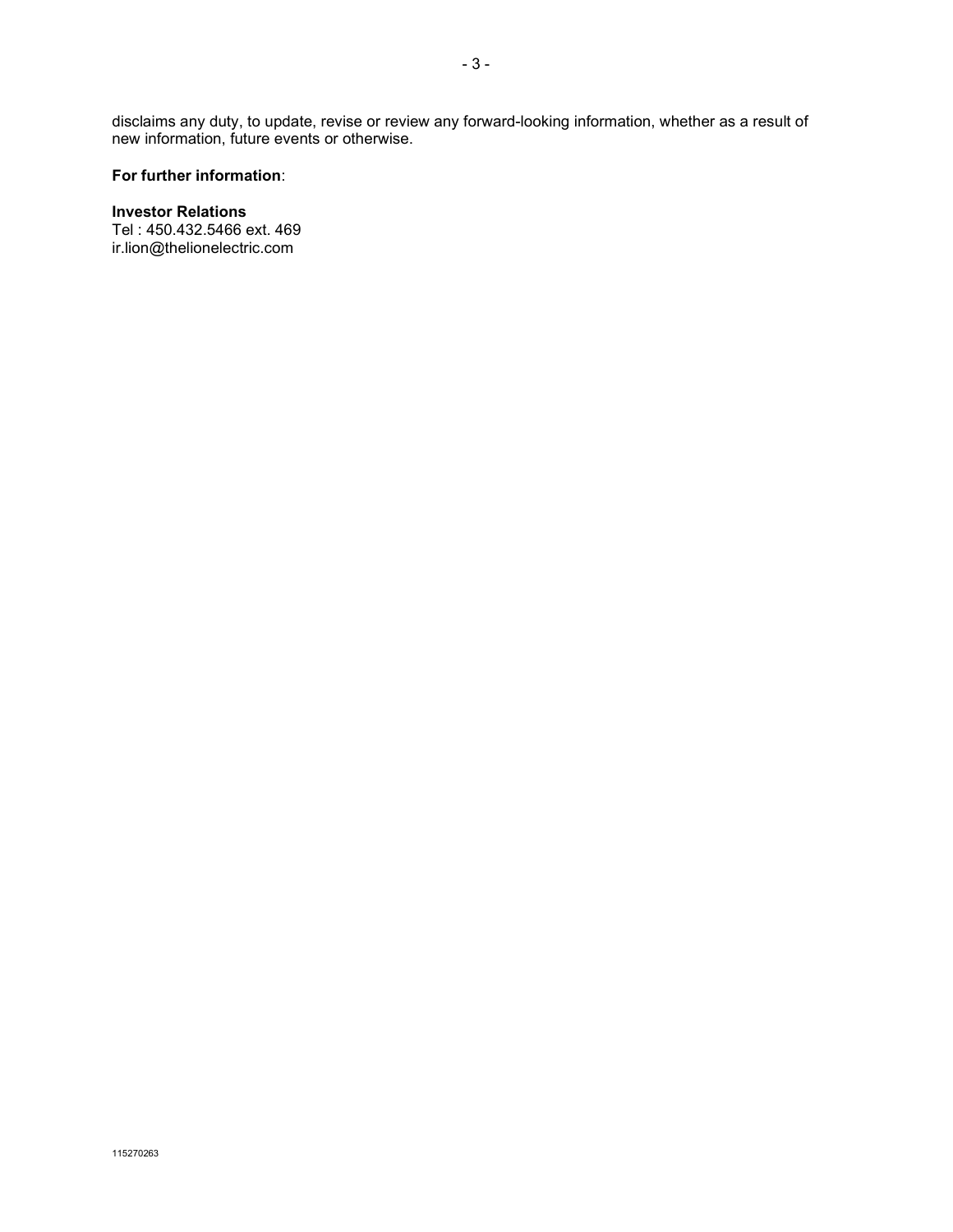disclaims any duty, to update, revise or review any forward-looking information, whether as a result of new information, future events or otherwise.

**For further information**:

**Investor Relations**
Tel : 450.432.5466 ext. 469
ir.lion@thelionelectric.com

115270263